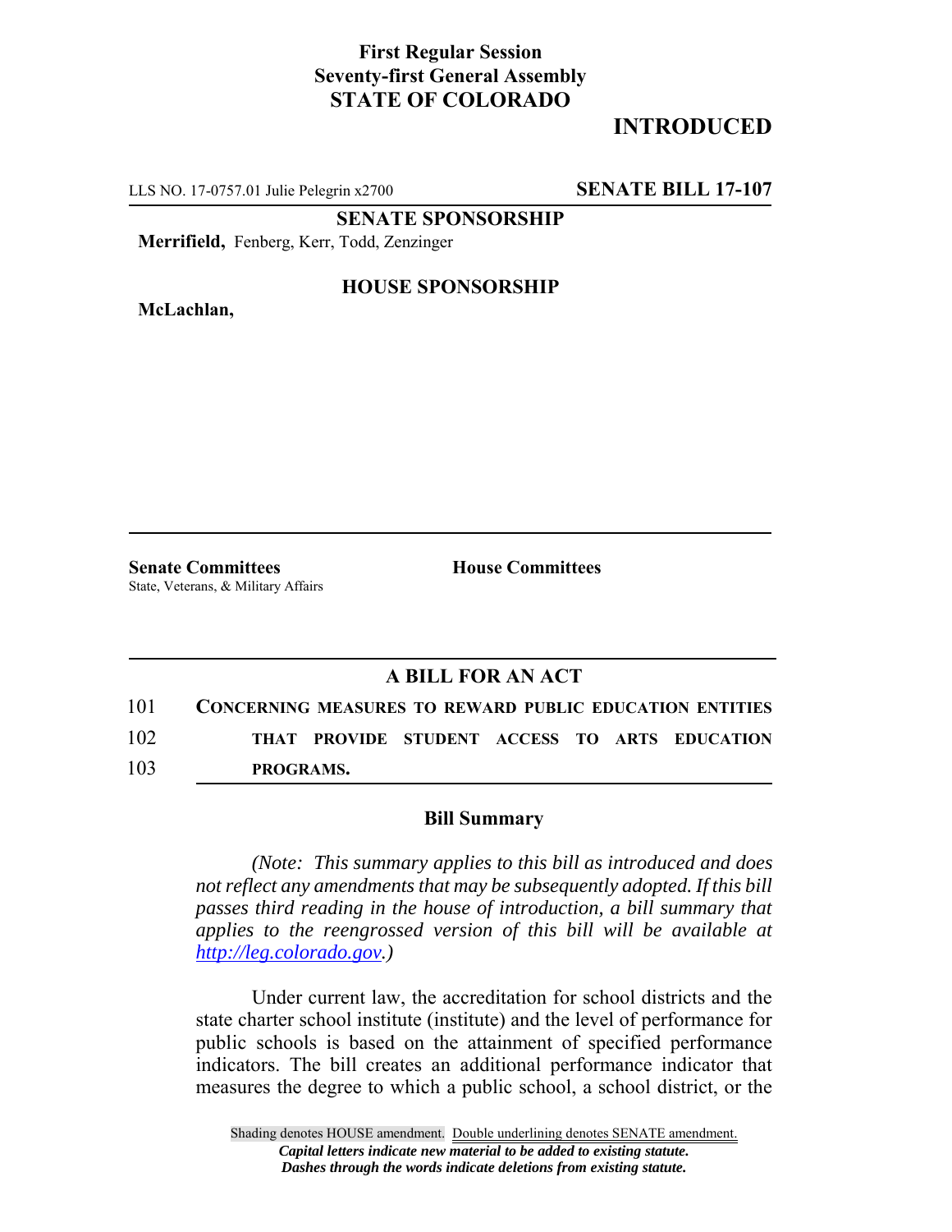**First Regular Session**
**Seventy-first General Assembly**
**STATE OF COLORADO**

# INTRODUCED

LLS NO. 17-0757.01 Julie Pelegrin x2700 **SENATE BILL 17-107**

**SENATE SPONSORSHIP**

**Merrifield,** Fenberg, Kerr, Todd, Zenzinger

**HOUSE SPONSORSHIP**

**McLachlan,**

**Senate Committees**
State, Veterans, & Military Affairs

**House Committees**

## A BILL FOR AN ACT

101 **CONCERNING MEASURES TO REWARD PUBLIC EDUCATION ENTITIES**
102 **THAT PROVIDE STUDENT ACCESS TO ARTS EDUCATION**
103 **PROGRAMS.**

### Bill Summary

*(Note: This summary applies to this bill as introduced and does not reflect any amendments that may be subsequently adopted. If this bill passes third reading in the house of introduction, a bill summary that applies to the reengrossed version of this bill will be available at http://leg.colorado.gov.)*

Under current law, the accreditation for school districts and the state charter school institute (institute) and the level of performance for public schools is based on the attainment of specified performance indicators. The bill creates an additional performance indicator that measures the degree to which a public school, a school district, or the

Shading denotes HOUSE amendment. Double underlining denotes SENATE amendment.
*Capital letters indicate new material to be added to existing statute.*
*Dashes through the words indicate deletions from existing statute.*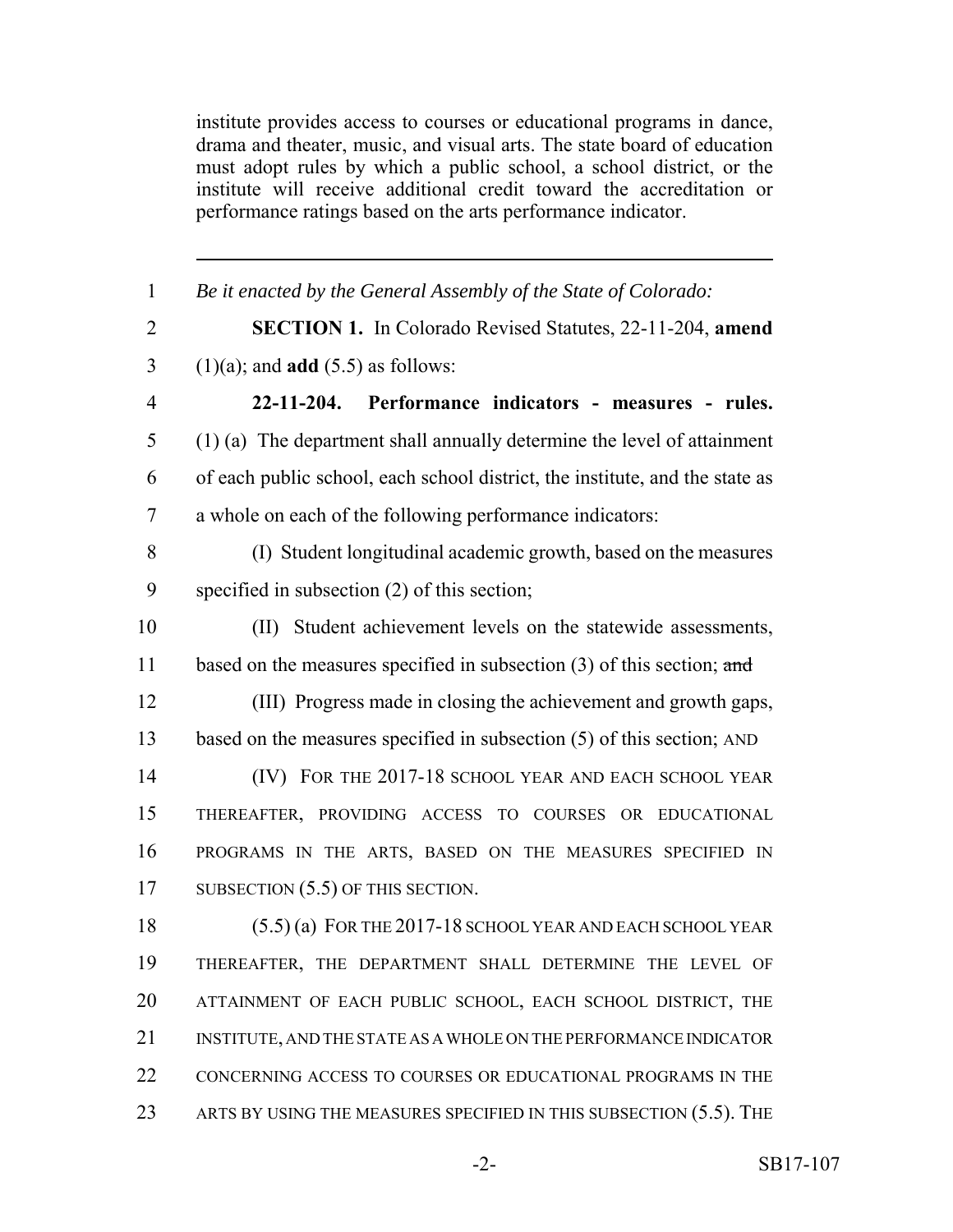institute provides access to courses or educational programs in dance, drama and theater, music, and visual arts. The state board of education must adopt rules by which a public school, a school district, or the institute will receive additional credit toward the accreditation or performance ratings based on the arts performance indicator.

---

1 *Be it enacted by the General Assembly of the State of Colorado:*

2 **SECTION 1.** In Colorado Revised Statutes, 22-11-204, **amend**
3 (1)(a); and **add** (5.5) as follows:

4 **22-11-204. Performance indicators - measures - rules.**
5 (1) (a) The department shall annually determine the level of attainment
6 of each public school, each school district, the institute, and the state as
7 a whole on each of the following performance indicators:

8 (I) Student longitudinal academic growth, based on the measures
9 specified in subsection (2) of this section;

10 (II) Student achievement levels on the statewide assessments,
11 based on the measures specified in subsection (3) of this section; ~~and~~

12 (III) Progress made in closing the achievement and growth gaps,
13 based on the measures specified in subsection (5) of this section; AND

14 (IV) FOR THE 2017-18 SCHOOL YEAR AND EACH SCHOOL YEAR
15 THEREAFTER, PROVIDING ACCESS TO COURSES OR EDUCATIONAL
16 PROGRAMS IN THE ARTS, BASED ON THE MEASURES SPECIFIED IN
17 SUBSECTION (5.5) OF THIS SECTION.

18 (5.5) (a) FOR THE 2017-18 SCHOOL YEAR AND EACH SCHOOL YEAR
19 THEREAFTER, THE DEPARTMENT SHALL DETERMINE THE LEVEL OF
20 ATTAINMENT OF EACH PUBLIC SCHOOL, EACH SCHOOL DISTRICT, THE
21 INSTITUTE, AND THE STATE AS A WHOLE ON THE PERFORMANCE INDICATOR
22 CONCERNING ACCESS TO COURSES OR EDUCATIONAL PROGRAMS IN THE
23 ARTS BY USING THE MEASURES SPECIFIED IN THIS SUBSECTION (5.5). THE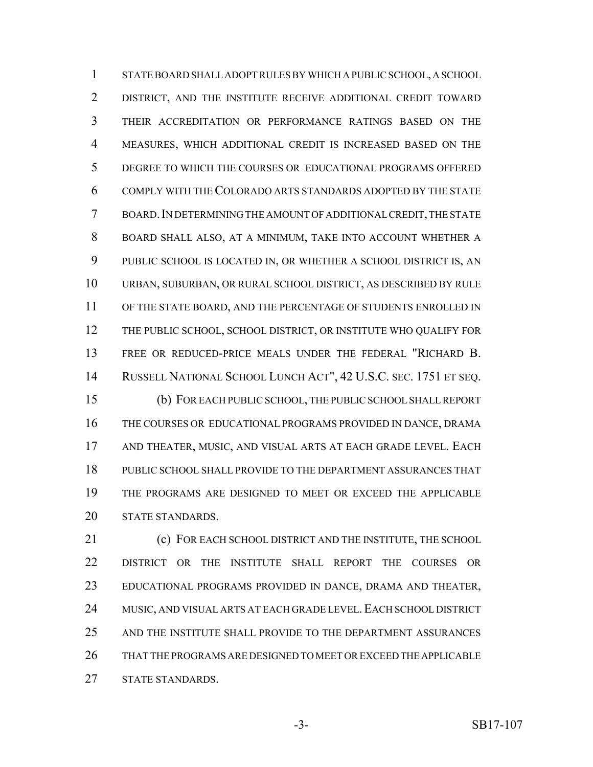STATE BOARD SHALL ADOPT RULES BY WHICH A PUBLIC SCHOOL, A SCHOOL DISTRICT, AND THE INSTITUTE RECEIVE ADDITIONAL CREDIT TOWARD THEIR ACCREDITATION OR PERFORMANCE RATINGS BASED ON THE MEASURES, WHICH ADDITIONAL CREDIT IS INCREASED BASED ON THE DEGREE TO WHICH THE COURSES OR EDUCATIONAL PROGRAMS OFFERED COMPLY WITH THE COLORADO ARTS STANDARDS ADOPTED BY THE STATE BOARD. IN DETERMINING THE AMOUNT OF ADDITIONAL CREDIT, THE STATE BOARD SHALL ALSO, AT A MINIMUM, TAKE INTO ACCOUNT WHETHER A PUBLIC SCHOOL IS LOCATED IN, OR WHETHER A SCHOOL DISTRICT IS, AN URBAN, SUBURBAN, OR RURAL SCHOOL DISTRICT, AS DESCRIBED BY RULE OF THE STATE BOARD, AND THE PERCENTAGE OF STUDENTS ENROLLED IN THE PUBLIC SCHOOL, SCHOOL DISTRICT, OR INSTITUTE WHO QUALIFY FOR FREE OR REDUCED-PRICE MEALS UNDER THE FEDERAL "RICHARD B. RUSSELL NATIONAL SCHOOL LUNCH ACT", 42 U.S.C. SEC. 1751 ET SEQ.

(b) FOR EACH PUBLIC SCHOOL, THE PUBLIC SCHOOL SHALL REPORT THE COURSES OR EDUCATIONAL PROGRAMS PROVIDED IN DANCE, DRAMA AND THEATER, MUSIC, AND VISUAL ARTS AT EACH GRADE LEVEL. EACH PUBLIC SCHOOL SHALL PROVIDE TO THE DEPARTMENT ASSURANCES THAT THE PROGRAMS ARE DESIGNED TO MEET OR EXCEED THE APPLICABLE STATE STANDARDS.

(c) FOR EACH SCHOOL DISTRICT AND THE INSTITUTE, THE SCHOOL DISTRICT OR THE INSTITUTE SHALL REPORT THE COURSES OR EDUCATIONAL PROGRAMS PROVIDED IN DANCE, DRAMA AND THEATER, MUSIC, AND VISUAL ARTS AT EACH GRADE LEVEL. EACH SCHOOL DISTRICT AND THE INSTITUTE SHALL PROVIDE TO THE DEPARTMENT ASSURANCES THAT THE PROGRAMS ARE DESIGNED TO MEET OR EXCEED THE APPLICABLE STATE STANDARDS.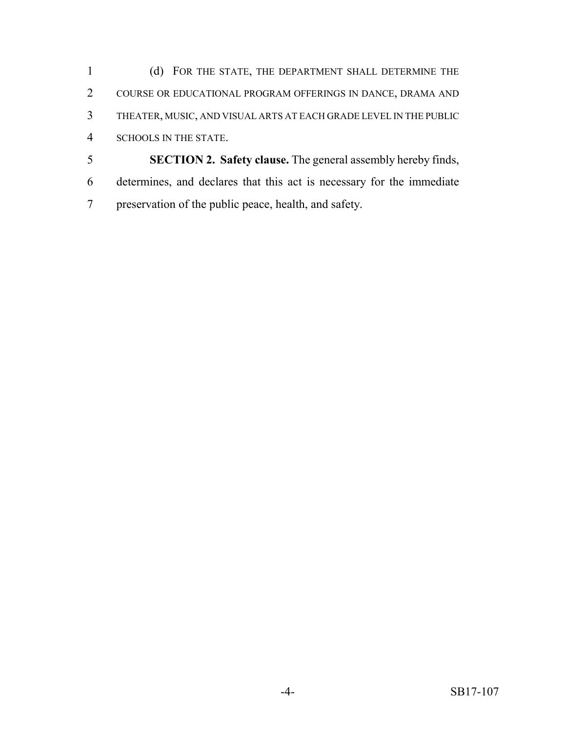(d) FOR THE STATE, THE DEPARTMENT SHALL DETERMINE THE COURSE OR EDUCATIONAL PROGRAM OFFERINGS IN DANCE, DRAMA AND THEATER, MUSIC, AND VISUAL ARTS AT EACH GRADE LEVEL IN THE PUBLIC SCHOOLS IN THE STATE.

**SECTION 2. Safety clause.** The general assembly hereby finds, determines, and declares that this act is necessary for the immediate preservation of the public peace, health, and safety.